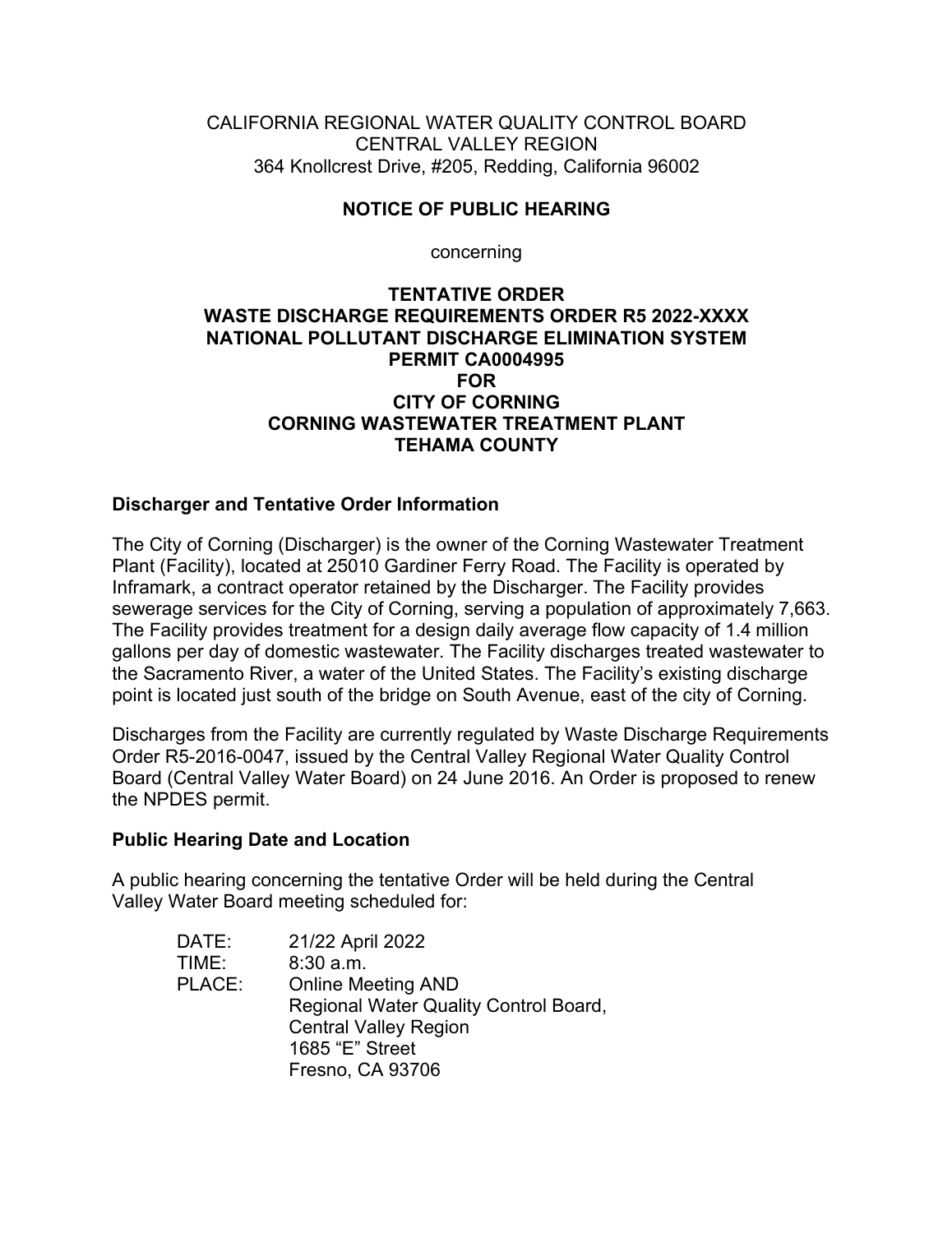CALIFORNIA REGIONAL WATER QUALITY CONTROL BOARD
CENTRAL VALLEY REGION
364 Knollcrest Drive, #205, Redding, California 96002

**NOTICE OF PUBLIC HEARING**

concerning

**TENTATIVE ORDER**
**WASTE DISCHARGE REQUIREMENTS ORDER R5 2022-XXXX**
**NATIONAL POLLUTANT DISCHARGE ELIMINATION SYSTEM**
**PERMIT CA0004995**
**FOR**
**CITY OF CORNING**
**CORNING WASTEWATER TREATMENT PLANT**
**TEHAMA COUNTY**

**Discharger and Tentative Order Information**

The City of Corning (Discharger) is the owner of the Corning Wastewater Treatment Plant (Facility), located at 25010 Gardiner Ferry Road. The Facility is operated by Inframark, a contract operator retained by the Discharger. The Facility provides sewerage services for the City of Corning, serving a population of approximately 7,663. The Facility provides treatment for a design daily average flow capacity of 1.4 million gallons per day of domestic wastewater. The Facility discharges treated wastewater to the Sacramento River, a water of the United States. The Facility's existing discharge point is located just south of the bridge on South Avenue, east of the city of Corning.

Discharges from the Facility are currently regulated by Waste Discharge Requirements Order R5-2016-0047, issued by the Central Valley Regional Water Quality Control Board (Central Valley Water Board) on 24 June 2016. An Order is proposed to renew the NPDES permit.

**Public Hearing Date and Location**

A public hearing concerning the tentative Order will be held during the Central Valley Water Board meeting scheduled for:

DATE: 21/22 April 2022
TIME: 8:30 a.m.
PLACE: Online Meeting AND
Regional Water Quality Control Board,
Central Valley Region
1685 "E" Street
Fresno, CA 93706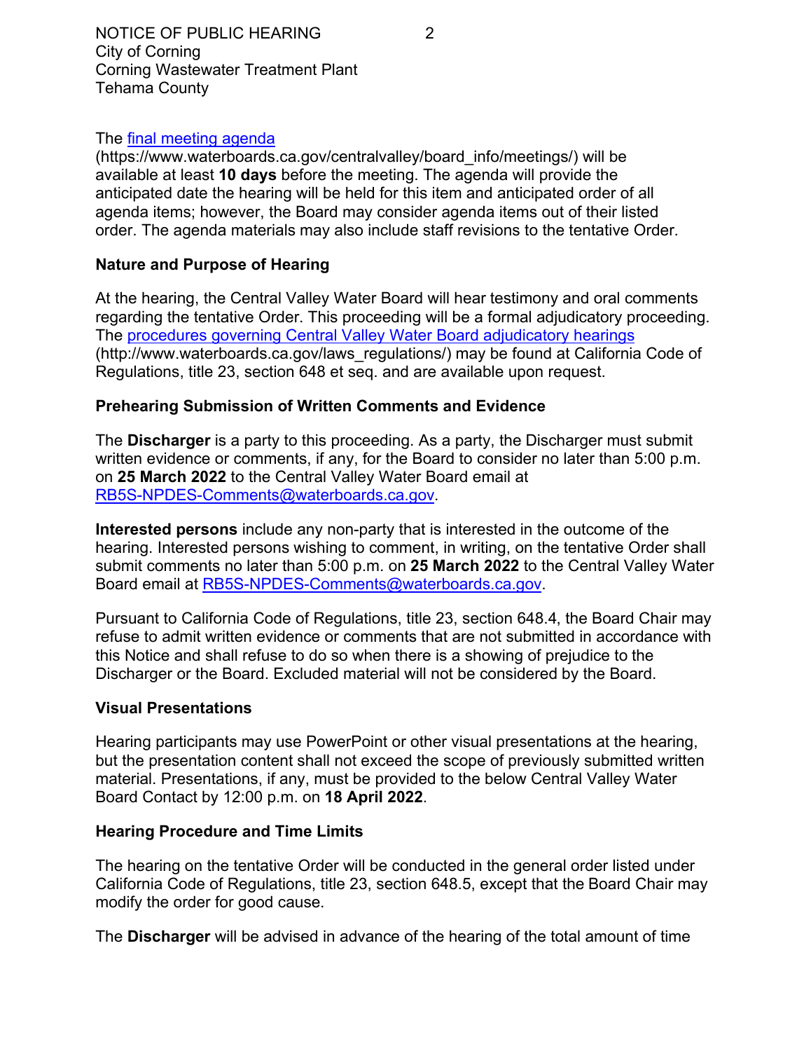The [final meeting agenda](https://www.waterboards.ca.gov/centralvalley/board_info/meetings/) (https://www.waterboards.ca.gov/centralvalley/board_info/meetings/) will be available at least **10 days** before the meeting. The agenda will provide the anticipated date the hearing will be held for this item and anticipated order of all agenda items; however, the Board may consider agenda items out of their listed order. The agenda materials may also include staff revisions to the tentative Order.

**Nature and Purpose of Hearing**

At the hearing, the Central Valley Water Board will hear testimony and oral comments regarding the tentative Order. This proceeding will be a formal adjudicatory proceeding. The [procedures governing Central Valley Water Board adjudicatory hearings](http://www.waterboards.ca.gov/laws_regulations/) (http://www.waterboards.ca.gov/laws_regulations/) may be found at California Code of Regulations, title 23, section 648 et seq. and are available upon request.

**Prehearing Submission of Written Comments and Evidence**

The **Discharger** is a party to this proceeding. As a party, the Discharger must submit written evidence or comments, if any, for the Board to consider no later than 5:00 p.m. on **25 March 2022** to the Central Valley Water Board email at [RB5S-NPDES-Comments@waterboards.ca.gov](mailto:RB5S-NPDES-Comments@waterboards.ca.gov).

**Interested persons** include any non-party that is interested in the outcome of the hearing. Interested persons wishing to comment, in writing, on the tentative Order shall submit comments no later than 5:00 p.m. on **25 March 2022** to the Central Valley Water Board email at [RB5S-NPDES-Comments@waterboards.ca.gov](mailto:RB5S-NPDES-Comments@waterboards.ca.gov).

Pursuant to California Code of Regulations, title 23, section 648.4, the Board Chair may refuse to admit written evidence or comments that are not submitted in accordance with this Notice and shall refuse to do so when there is a showing of prejudice to the Discharger or the Board. Excluded material will not be considered by the Board.

**Visual Presentations**

Hearing participants may use PowerPoint or other visual presentations at the hearing, but the presentation content shall not exceed the scope of previously submitted written material. Presentations, if any, must be provided to the below Central Valley Water Board Contact by 12:00 p.m. on **18 April 2022**.

**Hearing Procedure and Time Limits**

The hearing on the tentative Order will be conducted in the general order listed under California Code of Regulations, title 23, section 648.5, except that the Board Chair may modify the order for good cause.

The **Discharger** will be advised in advance of the hearing of the total amount of time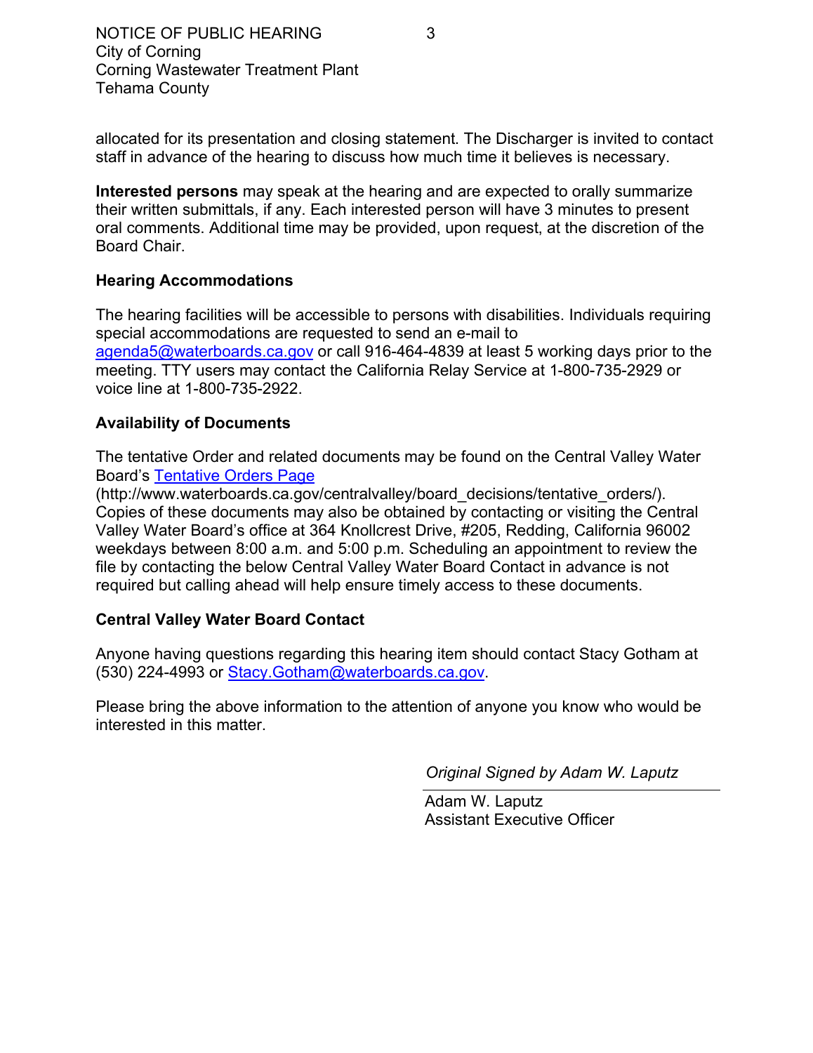allocated for its presentation and closing statement. The Discharger is invited to contact staff in advance of the hearing to discuss how much time it believes is necessary.

**Interested persons** may speak at the hearing and are expected to orally summarize their written submittals, if any. Each interested person will have 3 minutes to present oral comments. Additional time may be provided, upon request, at the discretion of the Board Chair.

**Hearing Accommodations**

The hearing facilities will be accessible to persons with disabilities. Individuals requiring special accommodations are requested to send an e-mail to agenda5@waterboards.ca.gov or call 916-464-4839 at least 5 working days prior to the meeting. TTY users may contact the California Relay Service at 1-800-735-2929 or voice line at 1-800-735-2922.

**Availability of Documents**

The tentative Order and related documents may be found on the Central Valley Water Board's Tentative Orders Page (http://www.waterboards.ca.gov/centralvalley/board_decisions/tentative_orders/). Copies of these documents may also be obtained by contacting or visiting the Central Valley Water Board's office at 364 Knollcrest Drive, #205, Redding, California 96002 weekdays between 8:00 a.m. and 5:00 p.m. Scheduling an appointment to review the file by contacting the below Central Valley Water Board Contact in advance is not required but calling ahead will help ensure timely access to these documents.

**Central Valley Water Board Contact**

Anyone having questions regarding this hearing item should contact Stacy Gotham at (530) 224-4993 or Stacy.Gotham@waterboards.ca.gov.

Please bring the above information to the attention of anyone you know who would be interested in this matter.

*Original Signed by Adam W. Laputz*

Adam W. Laputz
Assistant Executive Officer